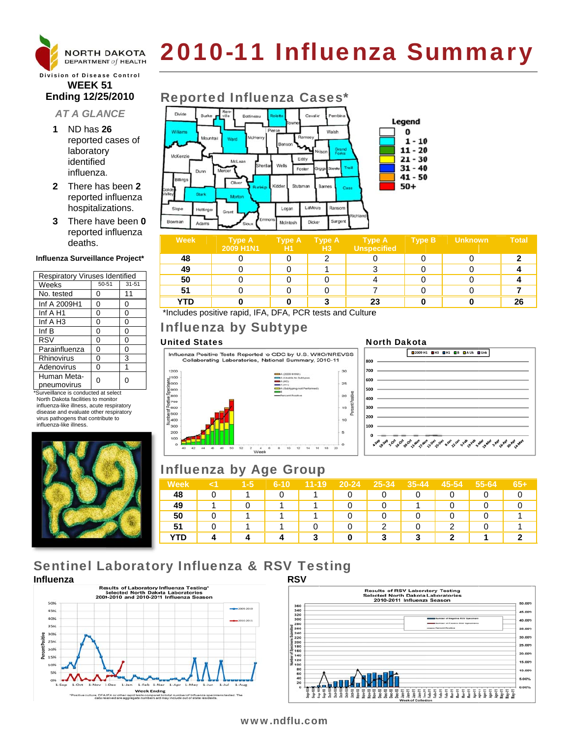# 2010-11 Influenza Summary

NORTH DAKOTA DEPARTMENT of HEALTH

Division of Disease Control

**WEEK 51**
**Ending 12/25/2010**

## AT A GLANCE

1. ND has **26** reported cases of laboratory identified influenza.
2. There has been **2** reported influenza hospitalizations.
3. There have been **0** reported influenza deaths.

**Influenza Surveillance Project***

| Respiratory Viruses Identified | | |
|---|---|---|
| Weeks | 50-51 | 31-51 |
| No. tested | 0 | 11 |
| Inf A 2009H1 | 0 | 0 |
| Inf A H1 | 0 | 0 |
| Inf A H3 | 0 | 0 |
| Inf B | 0 | 0 |
| RSV | 0 | 0 |
| Parainfluenza | 0 | 0 |
| Rhinovirus | 0 | 3 |
| Adenovirus | 0 | 1 |
| Human Meta-pneumovirus | 0 | 0 |

*Surveillance is conducted at select North Dakota facilities to monitor influenza-like illness, acute respiratory disease and evaluate other respiratory virus pathogens that contribute to influenza-like illness.

## Reported Influenza Cases*

Legend: 0; 1 - 10; 11 - 20; 21 - 30; 31 - 40; 41 - 50; 50+

| Week | Type A 2009 H1N1 | Type A H1 | Type A H3 | Type A Unspecified | Type B | Unknown | Total |
|---|---|---|---|---|---|---|---|
| 48 | 0 | 0 | 2 | 0 | 0 | 0 | 2 |
| 49 | 0 | 0 | 1 | 3 | 0 | 0 | 4 |
| 50 | 0 | 0 | 0 | 4 | 0 | 0 | 4 |
| 51 | 0 | 0 | 0 | 7 | 0 | 0 | 7 |
| YTD | 0 | 0 | 3 | 23 | 0 | 0 | 26 |

*Includes positive rapid, IFA, DFA, PCR tests and Culture

## Influenza by Subtype

**United States**

Influenza Positive Tests Reported to CDC by U.S. WHO/NREVSS Collaborating Laboratories, National Summary, 2010-11

**North Dakota**

## Influenza by Age Group

| Week | <1 | 1-5 | 6-10 | 11-19 | 20-24 | 25-34 | 35-44 | 45-54 | 55-64 | 65+ |
|---|---|---|---|---|---|---|---|---|---|---|
| 48 | 0 | 1 | 0 | 1 | 0 | 0 | 0 | 0 | 0 | 0 |
| 49 | 1 | 0 | 1 | 1 | 0 | 0 | 1 | 0 | 0 | 0 |
| 50 | 0 | 1 | 1 | 1 | 0 | 0 | 0 | 0 | 0 | 1 |
| 51 | 0 | 1 | 1 | 0 | 0 | 2 | 0 | 2 | 0 | 1 |
| YTD | 4 | 4 | 4 | 3 | 0 | 3 | 3 | 2 | 1 | 2 |

## Sentinel Laboratory Influenza & RSV Testing

**Influenza**

Results of Laboratory Influenza Testing* Selected North Dakota Laboratories 2009-2010 and 2010-2011 Influenza Season

*Positive culture, DFA/IFA or other rapid tests compared to total number of influenza specimens tested. The data received are aggregate numbers and may include out of state residents.

**RSV**

Results of RSV Laboratory Testing Selected North Dakota Laboratories 2010-2011 Influenza Season

www.ndflu.com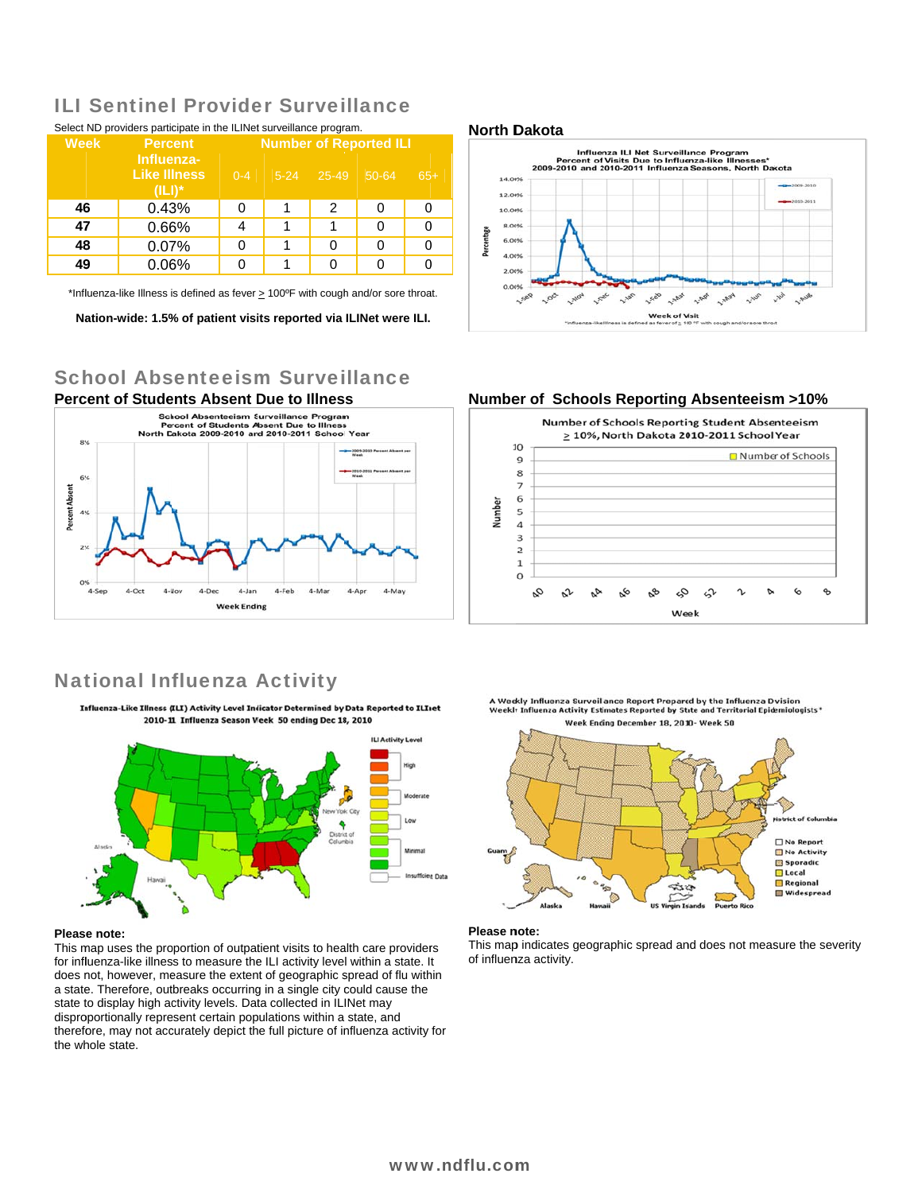## ILI Sentinel Provider Surveillance

Select ND providers participate in the ILINet surveillance program.

| Week | Percent Influenza-Like Illness (ILI)* | Number of Reported ILI | | | | |
|---|---|---|---|---|---|---|
| | | 0-4 | 5-24 | 25-49 | 50-64 | 65+ |
| 46 | 0.43% | 0 | 1 | 2 | 0 | 0 |
| 47 | 0.66% | 4 | 1 | 1 | 0 | 0 |
| 48 | 0.07% | 0 | 1 | 0 | 0 | 0 |
| 49 | 0.06% | 0 | 1 | 0 | 0 | 0 |

*Influenza-like Illness is defined as fever ≥ 100ºF with cough and/or sore throat.

**Nation-wide: 1.5% of patient visits reported via ILINet were ILI.**

### North Dakota

Influenza ILI Net Surveillance Program
Percent of Visits Due to Influenza-like Illnesses*
2009-2010 and 2010-2011 Influenza Seasons, North Dakota

Percentage

14.0%
12.0%
10.0%
8.0%
6.0%
4.0%
2.0%
0.0%

1-Sep, 1-Oct, 1-Nov, 1-Dec, 1-Jan, 1-Feb, 1-Mar, 1-Apr, 1-May, 1-Jun, 1-Jul, 1-Aug

2009-2010
2010-2011

Week of Visit

*Influenza-like illness is defined as fever of ≥ 100 ºF with cough and/or sore throat

## School Absenteeism Surveillance

### Percent of Students Absent Due to Illness

School Absenteeism Surveillance Program
Percent of Students Absent Due to Illness
North Dakota 2009-2010 and 2010-2011 School Year

Percent Absent

8%
6%
4%
2%
0%

4-Sep, 4-Oct, 4-Nov, 4-Dec, 4-Jan, 4-Feb, 4-Mar, 4-Apr, 4-May

2009-2010 Percent Absent per Week
2010-2011 Percent Absent per Week

Week Ending

### Number of Schools Reporting Absenteeism >10%

Number of Schools Reporting Student Absenteeism ≥ 10%, North Dakota 2010-2011 School Year

Number

10
9
8
7
6
5
4
3
2
1
0

40, 42, 44, 46, 48, 50, 52, 2, 4, 6, 8

Number of Schools

Week

## National Influenza Activity

Influenza-Like Illness (ILI) Activity Level Indicator Determined by Data Reported to ILINet
2010-11 Influenza Season Week 50 ending Dec 18, 2010

ILI Activity Level
High
Moderate
Low
Minimal
Insufficient Data

New York City
District of Columbia
Alaska
Hawaii

**Please note:**
This map uses the proportion of outpatient visits to health care providers for influenza-like illness to measure the ILI activity level within a state. It does not, however, measure the extent of geographic spread of flu within a state. Therefore, outbreaks occurring in a single city could cause the state to display high activity levels. Data collected in ILINet may disproportionally represent certain populations within a state, and therefore, may not accurately depict the full picture of influenza activity for the whole state.

A Weekly Influenza Surveillance Report Prepared by the Influenza Division
Weekly Influenza Activity Estimates Reported by State and Territorial Epidemiologists*
Week Ending December 18, 2010- Week 50

District of Columbia
Guam
Alaska
Hawaii
US Virgin Islands
Puerto Rico

No Report
No Activity
Sporadic
Local
Regional
Widespread

**Please note:**
This map indicates geographic spread and does not measure the severity of influenza activity.

www.ndflu.com